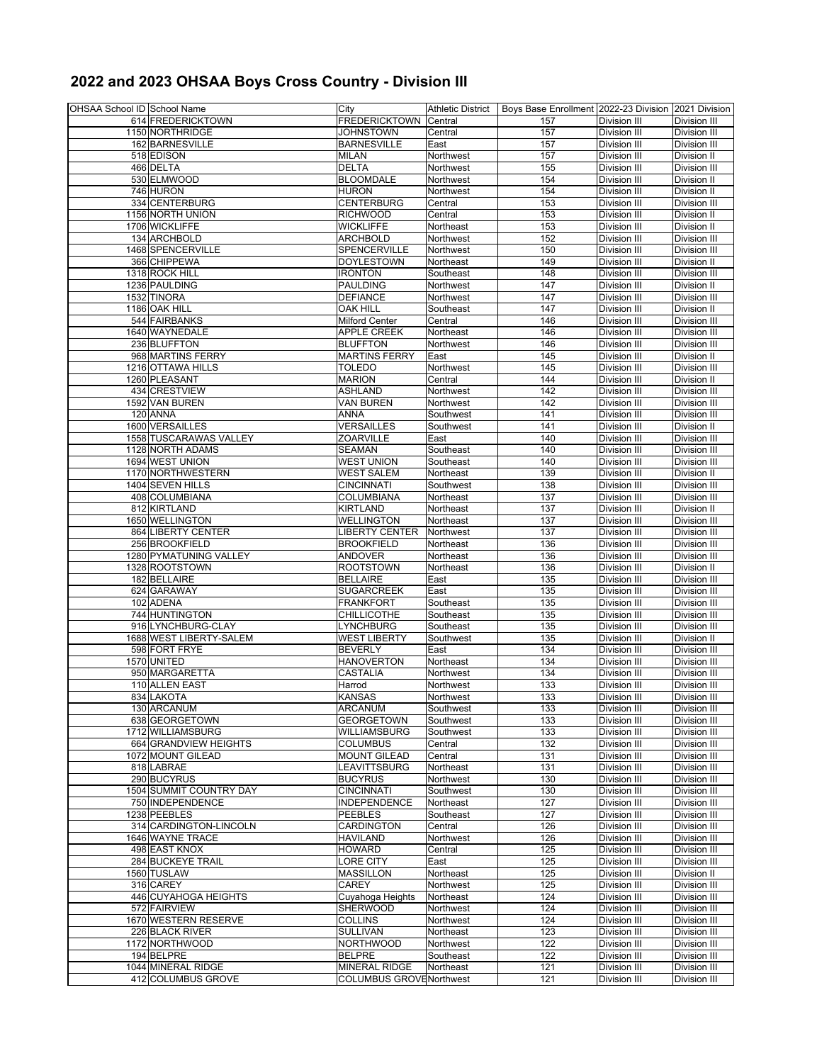# 2022 and 2023 OHSAA Boys Cross Country - Division III

| OHSAA School ID | School Name | City | Athletic District | Boys Base Enrollment | 2022-23 Division | 2021 Division |
|---|---|---|---|---|---|---|
| 614 | FREDERICKTOWN | FREDERICKTOWN | Central | 157 | Division III | Division III |
| 1150 | NORTHRIDGE | JOHNSTOWN | Central | 157 | Division III | Division III |
| 162 | BARNESVILLE | BARNESVILLE | East | 157 | Division III | Division III |
| 518 | EDISON | MILAN | Northwest | 157 | Division III | Division II |
| 466 | DELTA | DELTA | Northwest | 155 | Division III | Division III |
| 530 | ELMWOOD | BLOOMDALE | Northwest | 154 | Division III | Division II |
| 746 | HURON | HURON | Northwest | 154 | Division III | Division II |
| 334 | CENTERBURG | CENTERBURG | Central | 153 | Division III | Division III |
| 1156 | NORTH UNION | RICHWOOD | Central | 153 | Division III | Division II |
| 1706 | WICKLIFFE | WICKLIFFE | Northeast | 153 | Division III | Division II |
| 134 | ARCHBOLD | ARCHBOLD | Northwest | 152 | Division III | Division III |
| 1468 | SPENCERVILLE | SPENCERVILLE | Northwest | 150 | Division III | Division III |
| 366 | CHIPPEWA | DOYLESTOWN | Northeast | 149 | Division III | Division II |
| 1318 | ROCK HILL | IRONTON | Southeast | 148 | Division III | Division III |
| 1236 | PAULDING | PAULDING | Northwest | 147 | Division III | Division II |
| 1532 | TINORA | DEFIANCE | Northwest | 147 | Division III | Division III |
| 1186 | OAK HILL | OAK HILL | Southeast | 147 | Division III | Division II |
| 544 | FAIRBANKS | Milford Center | Central | 146 | Division III | Division III |
| 1640 | WAYNEDALE | APPLE CREEK | Northeast | 146 | Division III | Division III |
| 236 | BLUFFTON | BLUFFTON | Northwest | 146 | Division III | Division III |
| 968 | MARTINS FERRY | MARTINS FERRY | East | 145 | Division III | Division II |
| 1216 | OTTAWA HILLS | TOLEDO | Northwest | 145 | Division III | Division III |
| 1260 | PLEASANT | MARION | Central | 144 | Division III | Division II |
| 434 | CRESTVIEW | ASHLAND | Northwest | 142 | Division III | Division III |
| 1592 | VAN BUREN | VAN BUREN | Northwest | 142 | Division III | Division III |
| 120 | ANNA | ANNA | Southwest | 141 | Division III | Division III |
| 1600 | VERSAILLES | VERSAILLES | Southwest | 141 | Division III | Division II |
| 1558 | TUSCARAWAS VALLEY | ZOARVILLE | East | 140 | Division III | Division III |
| 1128 | NORTH ADAMS | SEAMAN | Southeast | 140 | Division III | Division III |
| 1694 | WEST UNION | WEST UNION | Southeast | 140 | Division III | Division III |
| 1170 | NORTHWESTERN | WEST SALEM | Northeast | 139 | Division III | Division II |
| 1404 | SEVEN HILLS | CINCINNATI | Southwest | 138 | Division III | Division III |
| 408 | COLUMBIANA | COLUMBIANA | Northeast | 137 | Division III | Division III |
| 812 | KIRTLAND | KIRTLAND | Northeast | 137 | Division III | Division II |
| 1650 | WELLINGTON | WELLINGTON | Northeast | 137 | Division III | Division III |
| 864 | LIBERTY CENTER | LIBERTY CENTER | Northwest | 137 | Division III | Division III |
| 256 | BROOKFIELD | BROOKFIELD | Northeast | 136 | Division III | Division III |
| 1280 | PYMATUNING VALLEY | ANDOVER | Northeast | 136 | Division III | Division III |
| 1328 | ROOTSTOWN | ROOTSTOWN | Northeast | 136 | Division III | Division II |
| 182 | BELLAIRE | BELLAIRE | East | 135 | Division III | Division III |
| 624 | GARAWAY | SUGARCREEK | East | 135 | Division III | Division III |
| 102 | ADENA | FRANKFORT | Southeast | 135 | Division III | Division III |
| 744 | HUNTINGTON | CHILLICOTHE | Southeast | 135 | Division III | Division III |
| 916 | LYNCHBURG-CLAY | LYNCHBURG | Southeast | 135 | Division III | Division III |
| 1688 | WEST LIBERTY-SALEM | WEST LIBERTY | Southwest | 135 | Division III | Division II |
| 598 | FORT FRYE | BEVERLY | East | 134 | Division III | Division III |
| 1570 | UNITED | HANOVERTON | Northeast | 134 | Division III | Division III |
| 950 | MARGARETTA | CASTALIA | Northwest | 134 | Division III | Division III |
| 110 | ALLEN EAST | Harrod | Northwest | 133 | Division III | Division III |
| 834 | LAKOTA | KANSAS | Northwest | 133 | Division III | Division III |
| 130 | ARCANUM | ARCANUM | Southwest | 133 | Division III | Division III |
| 638 | GEORGETOWN | GEORGETOWN | Southwest | 133 | Division III | Division III |
| 1712 | WILLIAMSBURG | WILLIAMSBURG | Southwest | 133 | Division III | Division III |
| 664 | GRANDVIEW HEIGHTS | COLUMBUS | Central | 132 | Division III | Division III |
| 1072 | MOUNT GILEAD | MOUNT GILEAD | Central | 131 | Division III | Division III |
| 818 | LABRAE | LEAVITTSBURG | Northeast | 131 | Division III | Division III |
| 290 | BUCYRUS | BUCYRUS | Northwest | 130 | Division III | Division III |
| 1504 | SUMMIT COUNTRY DAY | CINCINNATI | Southwest | 130 | Division III | Division III |
| 750 | INDEPENDENCE | INDEPENDENCE | Northeast | 127 | Division III | Division III |
| 1238 | PEEBLES | PEEBLES | Southeast | 127 | Division III | Division III |
| 314 | CARDINGTON-LINCOLN | CARDINGTON | Central | 126 | Division III | Division III |
| 1646 | WAYNE TRACE | HAVILAND | Northwest | 126 | Division III | Division III |
| 498 | EAST KNOX | HOWARD | Central | 125 | Division III | Division III |
| 284 | BUCKEYE TRAIL | LORE CITY | East | 125 | Division III | Division III |
| 1560 | TUSLAW | MASSILLON | Northeast | 125 | Division III | Division II |
| 316 | CAREY | CAREY | Northwest | 125 | Division III | Division III |
| 446 | CUYAHOGA HEIGHTS | Cuyahoga Heights | Northeast | 124 | Division III | Division III |
| 572 | FAIRVIEW | SHERWOOD | Northwest | 124 | Division III | Division III |
| 1670 | WESTERN RESERVE | COLLINS | Northwest | 124 | Division III | Division III |
| 226 | BLACK RIVER | SULLIVAN | Northeast | 123 | Division III | Division III |
| 1172 | NORTHWOOD | NORTHWOOD | Northwest | 122 | Division III | Division III |
| 194 | BELPRE | BELPRE | Southeast | 122 | Division III | Division III |
| 1044 | MINERAL RIDGE | MINERAL RIDGE | Northeast | 121 | Division III | Division III |
| 412 | COLUMBUS GROVE | COLUMBUS GROVE | Northwest | 121 | Division III | Division III |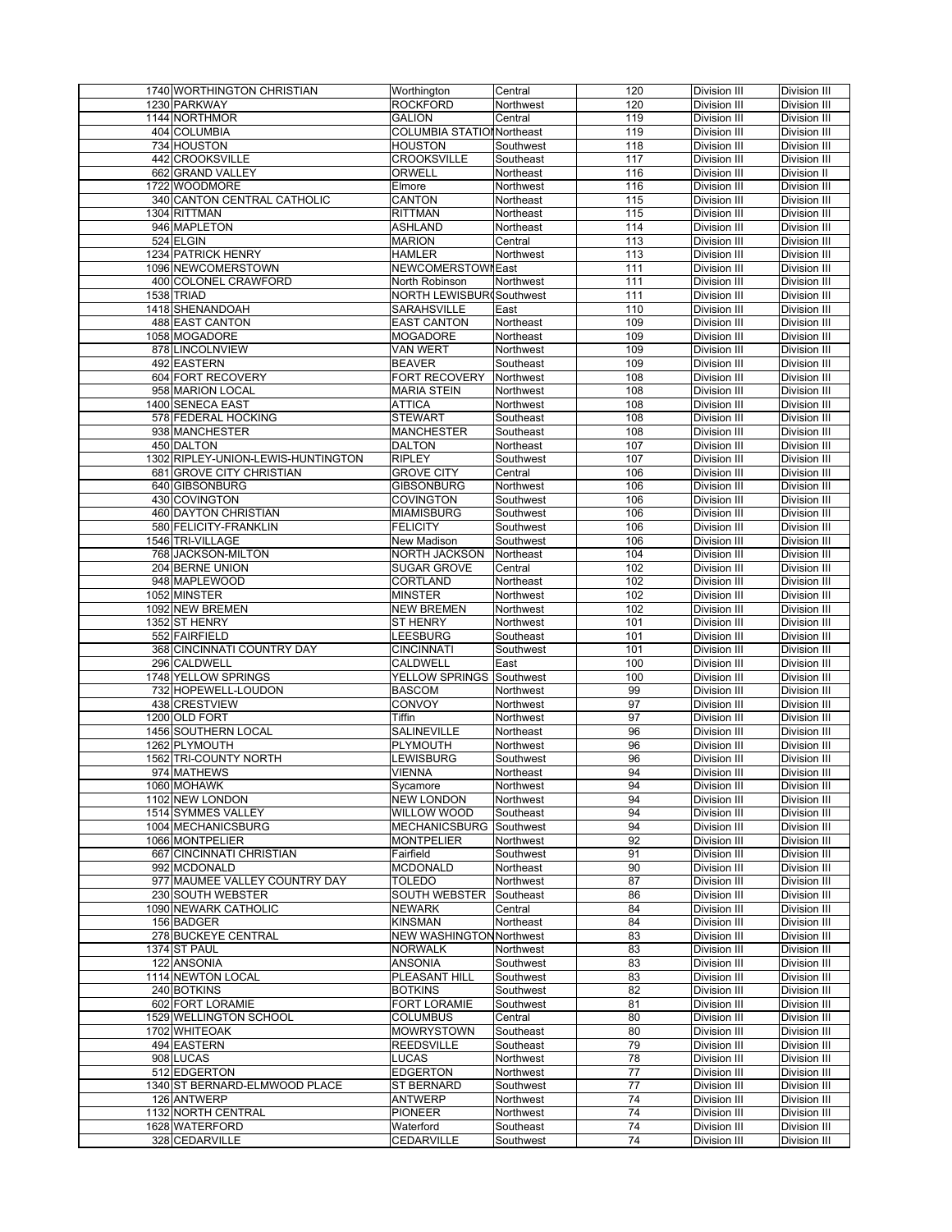| | | | | | | |
|---|---|---|---|---|---|---|
| 1740 | WORTHINGTON CHRISTIAN | Worthington | Central | 120 | Division III | Division III |
| 1230 | PARKWAY | ROCKFORD | Northwest | 120 | Division III | Division III |
| 1144 | NORTHMOR | GALION | Central | 119 | Division III | Division III |
| 404 | COLUMBIA | COLUMBIA STATIONNortheast | | 119 | Division III | Division III |
| 734 | HOUSTON | HOUSTON | Southwest | 118 | Division III | Division III |
| 442 | CROOKSVILLE | CROOKSVILLE | Southeast | 117 | Division III | Division III |
| 662 | GRAND VALLEY | ORWELL | Northeast | 116 | Division III | Division II |
| 1722 | WOODMORE | Elmore | Northwest | 116 | Division III | Division III |
| 340 | CANTON CENTRAL CATHOLIC | CANTON | Northeast | 115 | Division III | Division III |
| 1304 | RITTMAN | RITTMAN | Northeast | 115 | Division III | Division III |
| 946 | MAPLETON | ASHLAND | Northeast | 114 | Division III | Division III |
| 524 | ELGIN | MARION | Central | 113 | Division III | Division III |
| 1234 | PATRICK HENRY | HAMLER | Northwest | 113 | Division III | Division III |
| 1096 | NEWCOMERSTOWN | NEWCOMERSTOWNEast | | 111 | Division III | Division III |
| 400 | COLONEL CRAWFORD | North Robinson | Northwest | 111 | Division III | Division III |
| 1538 | TRIAD | NORTH LEWISBURGSouthwest | | 111 | Division III | Division III |
| 1418 | SHENANDOAH | SARAHSVILLE | East | 110 | Division III | Division III |
| 488 | EAST CANTON | EAST CANTON | Northeast | 109 | Division III | Division III |
| 1058 | MOGADORE | MOGADORE | Northeast | 109 | Division III | Division III |
| 878 | LINCOLNVIEW | VAN WERT | Northwest | 109 | Division III | Division III |
| 492 | EASTERN | BEAVER | Southeast | 109 | Division III | Division III |
| 604 | FORT RECOVERY | FORT RECOVERY | Northwest | 108 | Division III | Division III |
| 958 | MARION LOCAL | MARIA STEIN | Northwest | 108 | Division III | Division III |
| 1400 | SENECA EAST | ATTICA | Northwest | 108 | Division III | Division III |
| 578 | FEDERAL HOCKING | STEWART | Southeast | 108 | Division III | Division III |
| 938 | MANCHESTER | MANCHESTER | Southeast | 108 | Division III | Division III |
| 450 | DALTON | DALTON | Northeast | 107 | Division III | Division III |
| 1302 | RIPLEY-UNION-LEWIS-HUNTINGTON | RIPLEY | Southwest | 107 | Division III | Division III |
| 681 | GROVE CITY CHRISTIAN | GROVE CITY | Central | 106 | Division III | Division III |
| 640 | GIBSONBURG | GIBSONBURG | Northwest | 106 | Division III | Division III |
| 430 | COVINGTON | COVINGTON | Southwest | 106 | Division III | Division III |
| 460 | DAYTON CHRISTIAN | MIAMISBURG | Southwest | 106 | Division III | Division III |
| 580 | FELICITY-FRANKLIN | FELICITY | Southwest | 106 | Division III | Division III |
| 1546 | TRI-VILLAGE | New Madison | Southwest | 106 | Division III | Division III |
| 768 | JACKSON-MILTON | NORTH JACKSON | Northeast | 104 | Division III | Division III |
| 204 | BERNE UNION | SUGAR GROVE | Central | 102 | Division III | Division III |
| 948 | MAPLEWOOD | CORTLAND | Northeast | 102 | Division III | Division III |
| 1052 | MINSTER | MINSTER | Northwest | 102 | Division III | Division III |
| 1092 | NEW BREMEN | NEW BREMEN | Northwest | 102 | Division III | Division III |
| 1352 | ST HENRY | ST HENRY | Northwest | 101 | Division III | Division III |
| 552 | FAIRFIELD | LEESBURG | Southeast | 101 | Division III | Division III |
| 368 | CINCINNATI COUNTRY DAY | CINCINNATI | Southwest | 101 | Division III | Division III |
| 296 | CALDWELL | CALDWELL | East | 100 | Division III | Division III |
| 1748 | YELLOW SPRINGS | YELLOW SPRINGS | Southwest | 100 | Division III | Division III |
| 732 | HOPEWELL-LOUDON | BASCOM | Northwest | 99 | Division III | Division III |
| 438 | CRESTVIEW | CONVOY | Northwest | 97 | Division III | Division III |
| 1200 | OLD FORT | Tiffin | Northwest | 97 | Division III | Division III |
| 1456 | SOUTHERN LOCAL | SALINEVILLE | Northeast | 96 | Division III | Division III |
| 1262 | PLYMOUTH | PLYMOUTH | Northwest | 96 | Division III | Division III |
| 1562 | TRI-COUNTY NORTH | LEWISBURG | Southwest | 96 | Division III | Division III |
| 974 | MATHEWS | VIENNA | Northeast | 94 | Division III | Division III |
| 1060 | MOHAWK | Sycamore | Northwest | 94 | Division III | Division III |
| 1102 | NEW LONDON | NEW LONDON | Northwest | 94 | Division III | Division III |
| 1514 | SYMMES VALLEY | WILLOW WOOD | Southeast | 94 | Division III | Division III |
| 1004 | MECHANICSBURG | MECHANICSBURG | Southwest | 94 | Division III | Division III |
| 1066 | MONTPELIER | MONTPELIER | Northwest | 92 | Division III | Division III |
| 667 | CINCINNATI CHRISTIAN | Fairfield | Southwest | 91 | Division III | Division III |
| 992 | MCDONALD | MCDONALD | Northeast | 90 | Division III | Division III |
| 977 | MAUMEE VALLEY COUNTRY DAY | TOLEDO | Northwest | 87 | Division III | Division III |
| 230 | SOUTH WEBSTER | SOUTH WEBSTER | Southeast | 86 | Division III | Division III |
| 1090 | NEWARK CATHOLIC | NEWARK | Central | 84 | Division III | Division III |
| 156 | BADGER | KINSMAN | Northeast | 84 | Division III | Division III |
| 278 | BUCKEYE CENTRAL | NEW WASHINGTONNorthwest | | 83 | Division III | Division III |
| 1374 | ST PAUL | NORWALK | Northwest | 83 | Division III | Division III |
| 122 | ANSONIA | ANSONIA | Southwest | 83 | Division III | Division III |
| 1114 | NEWTON LOCAL | PLEASANT HILL | Southwest | 83 | Division III | Division III |
| 240 | BOTKINS | BOTKINS | Southwest | 82 | Division III | Division III |
| 602 | FORT LORAMIE | FORT LORAMIE | Southwest | 81 | Division III | Division III |
| 1529 | WELLINGTON SCHOOL | COLUMBUS | Central | 80 | Division III | Division III |
| 1702 | WHITEOAK | MOWRYSTOWN | Southeast | 80 | Division III | Division III |
| 494 | EASTERN | REEDSVILLE | Southeast | 79 | Division III | Division III |
| 908 | LUCAS | LUCAS | Northwest | 78 | Division III | Division III |
| 512 | EDGERTON | EDGERTON | Northwest | 77 | Division III | Division III |
| 1340 | ST BERNARD-ELMWOOD PLACE | ST BERNARD | Southwest | 77 | Division III | Division III |
| 126 | ANTWERP | ANTWERP | Northwest | 74 | Division III | Division III |
| 1132 | NORTH CENTRAL | PIONEER | Northwest | 74 | Division III | Division III |
| 1628 | WATERFORD | Waterford | Southeast | 74 | Division III | Division III |
| 328 | CEDARVILLE | CEDARVILLE | Southwest | 74 | Division III | Division III |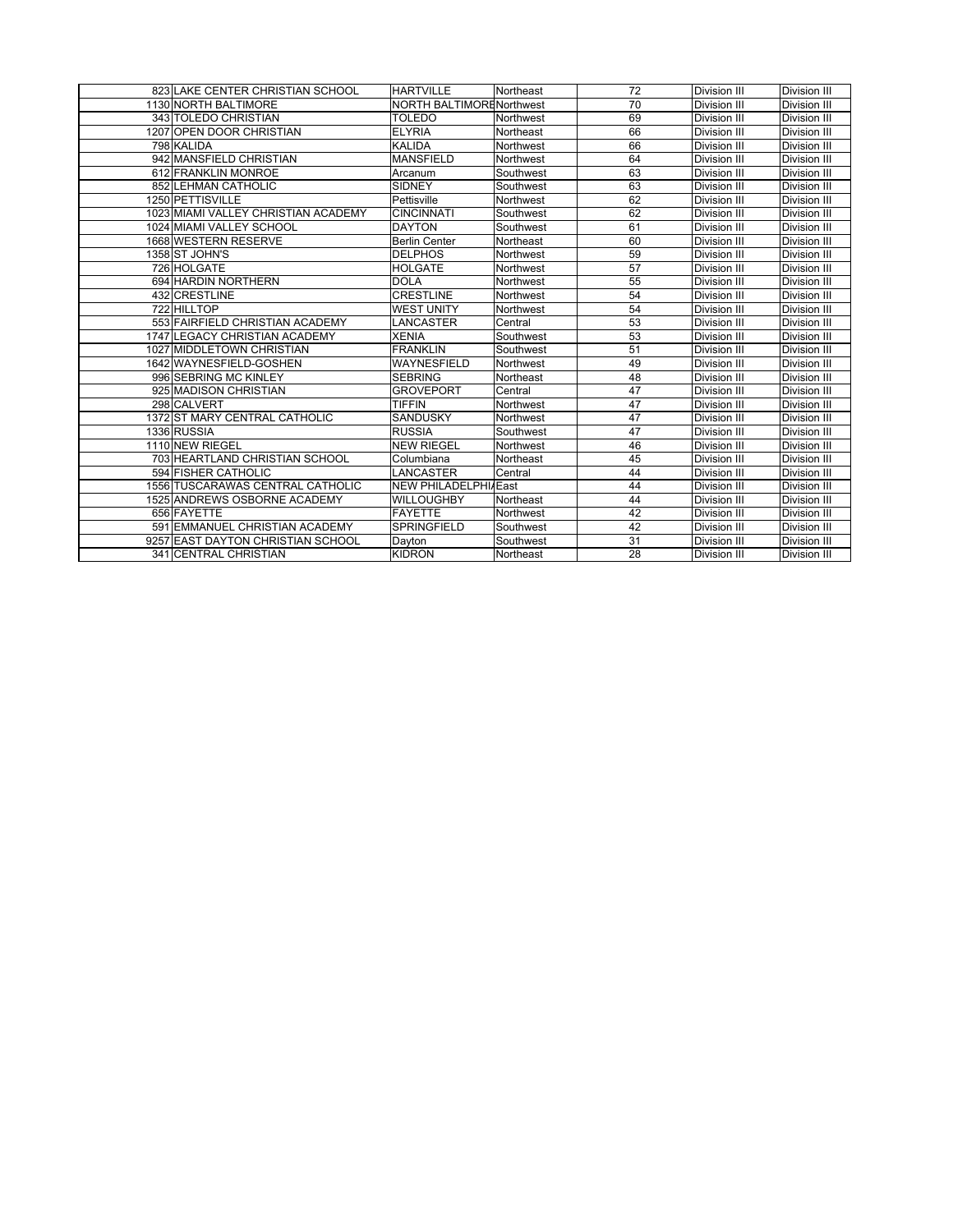| | | | | | | |
|---|---|---|---|---|---|---|
| 823 | LAKE CENTER CHRISTIAN SCHOOL | HARTVILLE | Northeast | 72 | Division III | Division III |
| 1130 | NORTH BALTIMORE | NORTH BALTIMORE | Northwest | 70 | Division III | Division III |
| 343 | TOLEDO CHRISTIAN | TOLEDO | Northwest | 69 | Division III | Division III |
| 1207 | OPEN DOOR CHRISTIAN | ELYRIA | Northeast | 66 | Division III | Division III |
| 798 | KALIDA | KALIDA | Northwest | 66 | Division III | Division III |
| 942 | MANSFIELD CHRISTIAN | MANSFIELD | Northwest | 64 | Division III | Division III |
| 612 | FRANKLIN MONROE | Arcanum | Southwest | 63 | Division III | Division III |
| 852 | LEHMAN CATHOLIC | SIDNEY | Southwest | 63 | Division III | Division III |
| 1250 | PETTISVILLE | Pettisville | Northwest | 62 | Division III | Division III |
| 1023 | MIAMI VALLEY CHRISTIAN ACADEMY | CINCINNATI | Southwest | 62 | Division III | Division III |
| 1024 | MIAMI VALLEY SCHOOL | DAYTON | Southwest | 61 | Division III | Division III |
| 1668 | WESTERN RESERVE | Berlin Center | Northeast | 60 | Division III | Division III |
| 1358 | ST JOHN'S | DELPHOS | Northwest | 59 | Division III | Division III |
| 726 | HOLGATE | HOLGATE | Northwest | 57 | Division III | Division III |
| 694 | HARDIN NORTHERN | DOLA | Northwest | 55 | Division III | Division III |
| 432 | CRESTLINE | CRESTLINE | Northwest | 54 | Division III | Division III |
| 722 | HILLTOP | WEST UNITY | Northwest | 54 | Division III | Division III |
| 553 | FAIRFIELD CHRISTIAN ACADEMY | LANCASTER | Central | 53 | Division III | Division III |
| 1747 | LEGACY CHRISTIAN ACADEMY | XENIA | Southwest | 53 | Division III | Division III |
| 1027 | MIDDLETOWN CHRISTIAN | FRANKLIN | Southwest | 51 | Division III | Division III |
| 1642 | WAYNESFIELD-GOSHEN | WAYNESFIELD | Northwest | 49 | Division III | Division III |
| 996 | SEBRING MC KINLEY | SEBRING | Northeast | 48 | Division III | Division III |
| 925 | MADISON CHRISTIAN | GROVEPORT | Central | 47 | Division III | Division III |
| 298 | CALVERT | TIFFIN | Northwest | 47 | Division III | Division III |
| 1372 | ST MARY CENTRAL CATHOLIC | SANDUSKY | Northwest | 47 | Division III | Division III |
| 1336 | RUSSIA | RUSSIA | Southwest | 47 | Division III | Division III |
| 1110 | NEW RIEGEL | NEW RIEGEL | Northwest | 46 | Division III | Division III |
| 703 | HEARTLAND CHRISTIAN SCHOOL | Columbiana | Northeast | 45 | Division III | Division III |
| 594 | FISHER CATHOLIC | LANCASTER | Central | 44 | Division III | Division III |
| 1556 | TUSCARAWAS CENTRAL CATHOLIC | NEW PHILADELPHIA | East | 44 | Division III | Division III |
| 1525 | ANDREWS OSBORNE ACADEMY | WILLOUGHBY | Northeast | 44 | Division III | Division III |
| 656 | FAYETTE | FAYETTE | Northwest | 42 | Division III | Division III |
| 591 | EMMANUEL CHRISTIAN ACADEMY | SPRINGFIELD | Southwest | 42 | Division III | Division III |
| 9257 | EAST DAYTON CHRISTIAN SCHOOL | Dayton | Southwest | 31 | Division III | Division III |
| 341 | CENTRAL CHRISTIAN | KIDRON | Northeast | 28 | Division III | Division III |